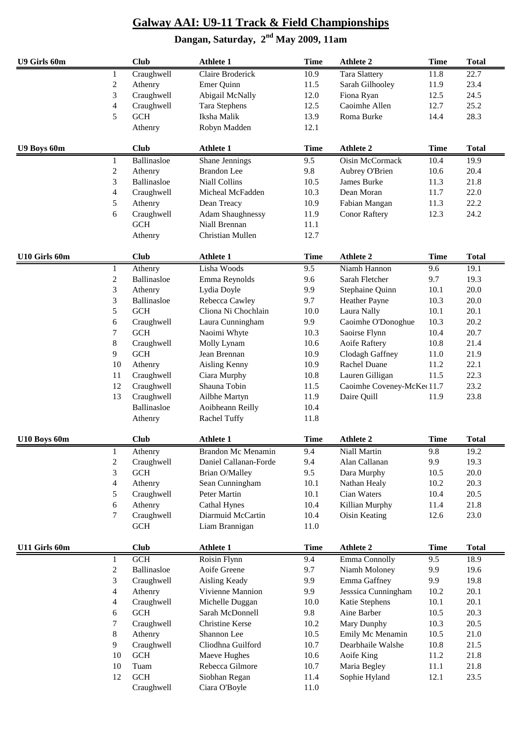# Galway AAI: U9-11 Track & Field Championships

## Dangan, Saturday, 2nd May 2009, 11am

| U9 Girls 60m | | Club | Athlete 1 | Time | Athlete 2 | Time | Total |
|---|---|---|---|---|---|---|---|
| | 1 | Craughwell | Claire Broderick | 10.9 | Tara Slattery | 11.8 | 22.7 |
| | 2 | Athenry | Emer Quinn | 11.5 | Sarah Gilhooley | 11.9 | 23.4 |
| | 3 | Craughwell | Abigail McNally | 12.0 | Fiona Ryan | 12.5 | 24.5 |
| | 4 | Craughwell | Tara Stephens | 12.5 | Caoimhe Allen | 12.7 | 25.2 |
| | 5 | GCH | Iksha Malik | 13.9 | Roma Burke | 14.4 | 28.3 |
| | | Athenry | Robyn Madden | 12.1 | | | |

| U9 Boys 60m | | Club | Athlete 1 | Time | Athlete 2 | Time | Total |
|---|---|---|---|---|---|---|---|
| | 1 | Ballinasloe | Shane Jennings | 9.5 | Oisin McCormack | 10.4 | 19.9 |
| | 2 | Athenry | Brandon Lee | 9.8 | Aubrey O'Brien | 10.6 | 20.4 |
| | 3 | Ballinasloe | Niall Collins | 10.5 | James Burke | 11.3 | 21.8 |
| | 4 | Craughwell | Micheal McFadden | 10.3 | Dean Moran | 11.7 | 22.0 |
| | 5 | Athenry | Dean Treacy | 10.9 | Fabian Mangan | 11.3 | 22.2 |
| | 6 | Craughwell | Adam Shaughnessy | 11.9 | Conor Raftery | 12.3 | 24.2 |
| | | GCH | Niall Brennan | 11.1 | | | |
| | | Athenry | Christian Mullen | 12.7 | | | |

| U10 Girls 60m | | Club | Athlete 1 | Time | Athlete 2 | Time | Total |
|---|---|---|---|---|---|---|---|
| | 1 | Athenry | Lisha Woods | 9.5 | Niamh Hannon | 9.6 | 19.1 |
| | 2 | Ballinasloe | Emma Reynolds | 9.6 | Sarah Fletcher | 9.7 | 19.3 |
| | 3 | Athenry | Lydia Doyle | 9.9 | Stephaine Quinn | 10.1 | 20.0 |
| | 3 | Ballinasloe | Rebecca Cawley | 9.7 | Heather Payne | 10.3 | 20.0 |
| | 5 | GCH | Cliona Ni Chochlain | 10.0 | Laura Nally | 10.1 | 20.1 |
| | 6 | Craughwell | Laura Cunningham | 9.9 | Caoimhe O'Donoghue | 10.3 | 20.2 |
| | 7 | GCH | Naoimi Whyte | 10.3 | Saoirse Flynn | 10.4 | 20.7 |
| | 8 | Craughwell | Molly Lynam | 10.6 | Aoife Raftery | 10.8 | 21.4 |
| | 9 | GCH | Jean Brennan | 10.9 | Clodagh Gaffney | 11.0 | 21.9 |
| | 10 | Athenry | Aisling Kenny | 10.9 | Rachel Duane | 11.2 | 22.1 |
| | 11 | Craughwell | Ciara Murphy | 10.8 | Lauren Gilligan | 11.5 | 22.3 |
| | 12 | Craughwell | Shauna Tobin | 11.5 | Caoimhe Coveney-McKe | 11.7 | 23.2 |
| | 13 | Craughwell | Ailbhe Martyn | 11.9 | Daire Quill | 11.9 | 23.8 |
| | | Ballinasloe | Aoibheann Reilly | 10.4 | | | |
| | | Athenry | Rachel Tuffy | 11.8 | | | |

| U10 Boys 60m | | Club | Athlete 1 | Time | Athlete 2 | Time | Total |
|---|---|---|---|---|---|---|---|
| | 1 | Athenry | Brandon Mc Menamin | 9.4 | Niall Martin | 9.8 | 19.2 |
| | 2 | Craughwell | Daniel Callanan-Forde | 9.4 | Alan Callanan | 9.9 | 19.3 |
| | 3 | GCH | Brian O/Malley | 9.5 | Dara Murphy | 10.5 | 20.0 |
| | 4 | Athenry | Sean Cunningham | 10.1 | Nathan Healy | 10.2 | 20.3 |
| | 5 | Craughwell | Peter Martin | 10.1 | Cian Waters | 10.4 | 20.5 |
| | 6 | Athenry | Cathal Hynes | 10.4 | Killian Murphy | 11.4 | 21.8 |
| | 7 | Craughwell | Diarmuid McCartin | 10.4 | Oisin Keating | 12.6 | 23.0 |
| | | GCH | Liam Brannigan | 11.0 | | | |

| U11 Girls 60m | | Club | Athlete 1 | Time | Athlete 2 | Time | Total |
|---|---|---|---|---|---|---|---|
| | 1 | GCH | Roisin Flynn | 9.4 | Emma Connolly | 9.5 | 18.9 |
| | 2 | Ballinasloe | Aoife Greene | 9.7 | Niamh Moloney | 9.9 | 19.6 |
| | 3 | Craughwell | Aisling Keady | 9.9 | Emma Gaffney | 9.9 | 19.8 |
| | 4 | Athenry | Vivienne Mannion | 9.9 | Jesssica Cunningham | 10.2 | 20.1 |
| | 4 | Craughwell | Michelle Duggan | 10.0 | Katie Stephens | 10.1 | 20.1 |
| | 6 | GCH | Sarah McDonnell | 9.8 | Aine Barber | 10.5 | 20.3 |
| | 7 | Craughwell | Christine Kerse | 10.2 | Mary Dunphy | 10.3 | 20.5 |
| | 8 | Athenry | Shannon Lee | 10.5 | Emily Mc Menamin | 10.5 | 21.0 |
| | 9 | Craughwell | Cliodhna Guilford | 10.7 | Dearbhaile Walshe | 10.8 | 21.5 |
| | 10 | GCH | Maeve Hughes | 10.6 | Aoife King | 11.2 | 21.8 |
| | 10 | Tuam | Rebecca Gilmore | 10.7 | Maria Begley | 11.1 | 21.8 |
| | 12 | GCH | Siobhan Regan | 11.4 | Sophie Hyland | 12.1 | 23.5 |
| | | Craughwell | Ciara O'Boyle | 11.0 | | | |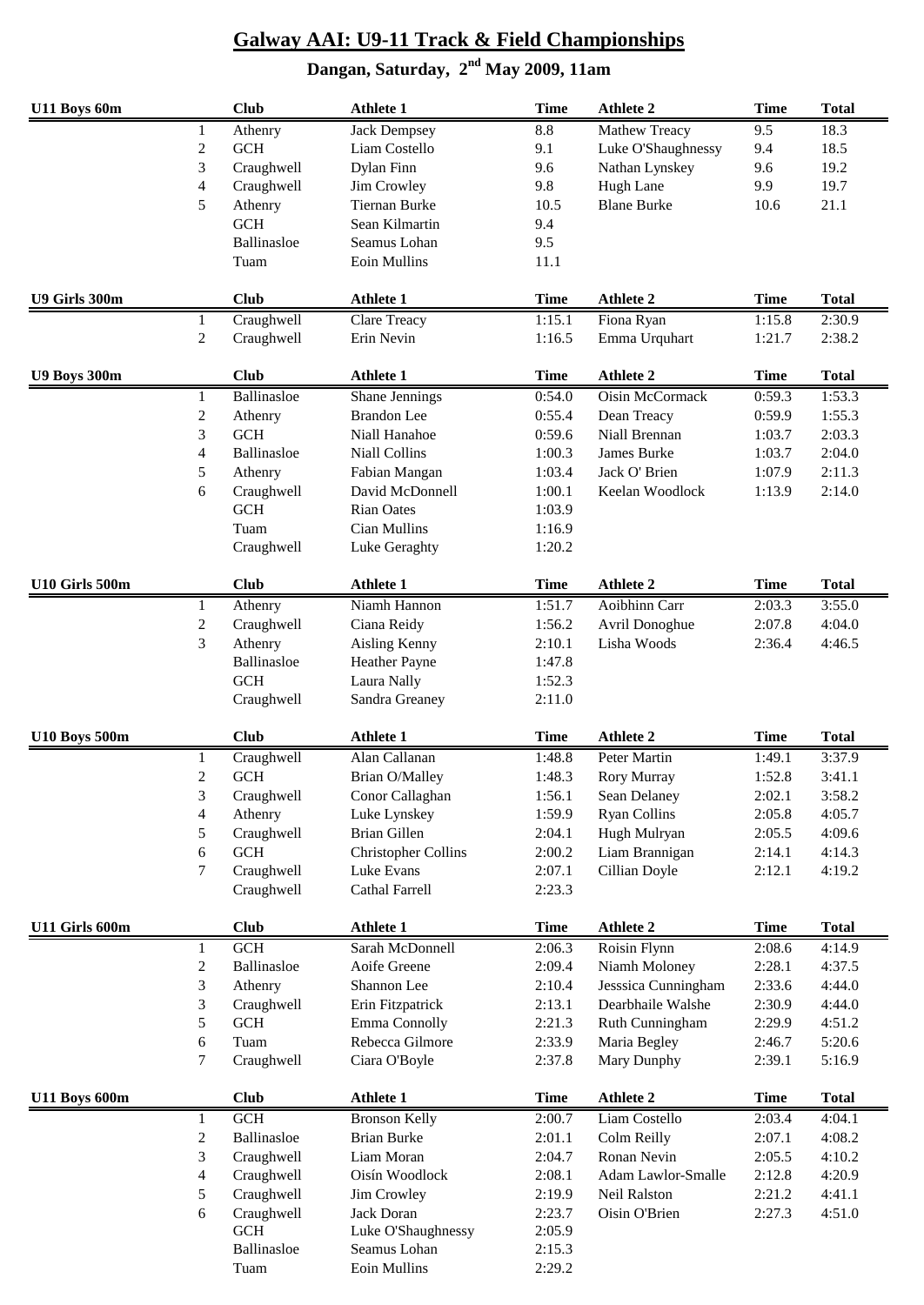# Galway AAI: U9-11 Track & Field Championships

## Dangan, Saturday, 2nd May 2009, 11am

| U11 Boys 60m | | Club | Athlete 1 | Time | Athlete 2 | Time | Total |
|---|---|---|---|---|---|---|---|
| | 1 | Athenry | Jack Dempsey | 8.8 | Mathew Treacy | 9.5 | 18.3 |
| | 2 | GCH | Liam Costello | 9.1 | Luke O'Shaughnessy | 9.4 | 18.5 |
| | 3 | Craughwell | Dylan Finn | 9.6 | Nathan Lynskey | 9.6 | 19.2 |
| | 4 | Craughwell | Jim Crowley | 9.8 | Hugh Lane | 9.9 | 19.7 |
| | 5 | Athenry | Tiernan Burke | 10.5 | Blane Burke | 10.6 | 21.1 |
| | | GCH | Sean Kilmartin | 9.4 | | | |
| | | Ballinasloe | Seamus Lohan | 9.5 | | | |
| | | Tuam | Eoin Mullins | 11.1 | | | |

| U9 Girls 300m | | Club | Athlete 1 | Time | Athlete 2 | Time | Total |
|---|---|---|---|---|---|---|---|
| | 1 | Craughwell | Clare Treacy | 1:15.1 | Fiona Ryan | 1:15.8 | 2:30.9 |
| | 2 | Craughwell | Erin Nevin | 1:16.5 | Emma Urquhart | 1:21.7 | 2:38.2 |

| U9 Boys 300m | | Club | Athlete 1 | Time | Athlete 2 | Time | Total |
|---|---|---|---|---|---|---|---|
| | 1 | Ballinasloe | Shane Jennings | 0:54.0 | Oisin McCormack | 0:59.3 | 1:53.3 |
| | 2 | Athenry | Brandon Lee | 0:55.4 | Dean Treacy | 0:59.9 | 1:55.3 |
| | 3 | GCH | Niall Hanahoe | 0:59.6 | Niall Brennan | 1:03.7 | 2:03.3 |
| | 4 | Ballinasloe | Niall Collins | 1:00.3 | James Burke | 1:03.7 | 2:04.0 |
| | 5 | Athenry | Fabian Mangan | 1:03.4 | Jack O' Brien | 1:07.9 | 2:11.3 |
| | 6 | Craughwell | David McDonnell | 1:00.1 | Keelan Woodlock | 1:13.9 | 2:14.0 |
| | | GCH | Rian Oates | 1:03.9 | | | |
| | | Tuam | Cian Mullins | 1:16.9 | | | |
| | | Craughwell | Luke Geraghty | 1:20.2 | | | |

| U10 Girls 500m | | Club | Athlete 1 | Time | Athlete 2 | Time | Total |
|---|---|---|---|---|---|---|---|
| | 1 | Athenry | Niamh Hannon | 1:51.7 | Aoibhinn Carr | 2:03.3 | 3:55.0 |
| | 2 | Craughwell | Ciana Reidy | 1:56.2 | Avril Donoghue | 2:07.8 | 4:04.0 |
| | 3 | Athenry | Aisling Kenny | 2:10.1 | Lisha Woods | 2:36.4 | 4:46.5 |
| | | Ballinasloe | Heather Payne | 1:47.8 | | | |
| | | GCH | Laura Nally | 1:52.3 | | | |
| | | Craughwell | Sandra Greaney | 2:11.0 | | | |

| U10 Boys 500m | | Club | Athlete 1 | Time | Athlete 2 | Time | Total |
|---|---|---|---|---|---|---|---|
| | 1 | Craughwell | Alan Callanan | 1:48.8 | Peter Martin | 1:49.1 | 3:37.9 |
| | 2 | GCH | Brian O/Malley | 1:48.3 | Rory Murray | 1:52.8 | 3:41.1 |
| | 3 | Craughwell | Conor Callaghan | 1:56.1 | Sean Delaney | 2:02.1 | 3:58.2 |
| | 4 | Athenry | Luke Lynskey | 1:59.9 | Ryan Collins | 2:05.8 | 4:05.7 |
| | 5 | Craughwell | Brian Gillen | 2:04.1 | Hugh Mulryan | 2:05.5 | 4:09.6 |
| | 6 | GCH | Christopher Collins | 2:00.2 | Liam Brannigan | 2:14.1 | 4:14.3 |
| | 7 | Craughwell | Luke Evans | 2:07.1 | Cillian Doyle | 2:12.1 | 4:19.2 |
| | | Craughwell | Cathal Farrell | 2:23.3 | | | |

| U11 Girls 600m | | Club | Athlete 1 | Time | Athlete 2 | Time | Total |
|---|---|---|---|---|---|---|---|
| | 1 | GCH | Sarah McDonnell | 2:06.3 | Roisin Flynn | 2:08.6 | 4:14.9 |
| | 2 | Ballinasloe | Aoife Greene | 2:09.4 | Niamh Moloney | 2:28.1 | 4:37.5 |
| | 3 | Athenry | Shannon Lee | 2:10.4 | Jesssica Cunningham | 2:33.6 | 4:44.0 |
| | 3 | Craughwell | Erin Fitzpatrick | 2:13.1 | Dearbhaile Walshe | 2:30.9 | 4:44.0 |
| | 5 | GCH | Emma Connolly | 2:21.3 | Ruth Cunningham | 2:29.9 | 4:51.2 |
| | 6 | Tuam | Rebecca Gilmore | 2:33.9 | Maria Begley | 2:46.7 | 5:20.6 |
| | 7 | Craughwell | Ciara O'Boyle | 2:37.8 | Mary Dunphy | 2:39.1 | 5:16.9 |

| U11 Boys 600m | | Club | Athlete 1 | Time | Athlete 2 | Time | Total |
|---|---|---|---|---|---|---|---|
| | 1 | GCH | Bronson Kelly | 2:00.7 | Liam Costello | 2:03.4 | 4:04.1 |
| | 2 | Ballinasloe | Brian Burke | 2:01.1 | Colm Reilly | 2:07.1 | 4:08.2 |
| | 3 | Craughwell | Liam Moran | 2:04.7 | Ronan Nevin | 2:05.5 | 4:10.2 |
| | 4 | Craughwell | Oisín Woodlock | 2:08.1 | Adam Lawlor-Smalle | 2:12.8 | 4:20.9 |
| | 5 | Craughwell | Jim Crowley | 2:19.9 | Neil Ralston | 2:21.2 | 4:41.1 |
| | 6 | Craughwell | Jack Doran | 2:23.7 | Oisin O'Brien | 2:27.3 | 4:51.0 |
| | | GCH | Luke O'Shaughnessy | 2:05.9 | | | |
| | | Ballinasloe | Seamus Lohan | 2:15.3 | | | |
| | | Tuam | Eoin Mullins | 2:29.2 | | | |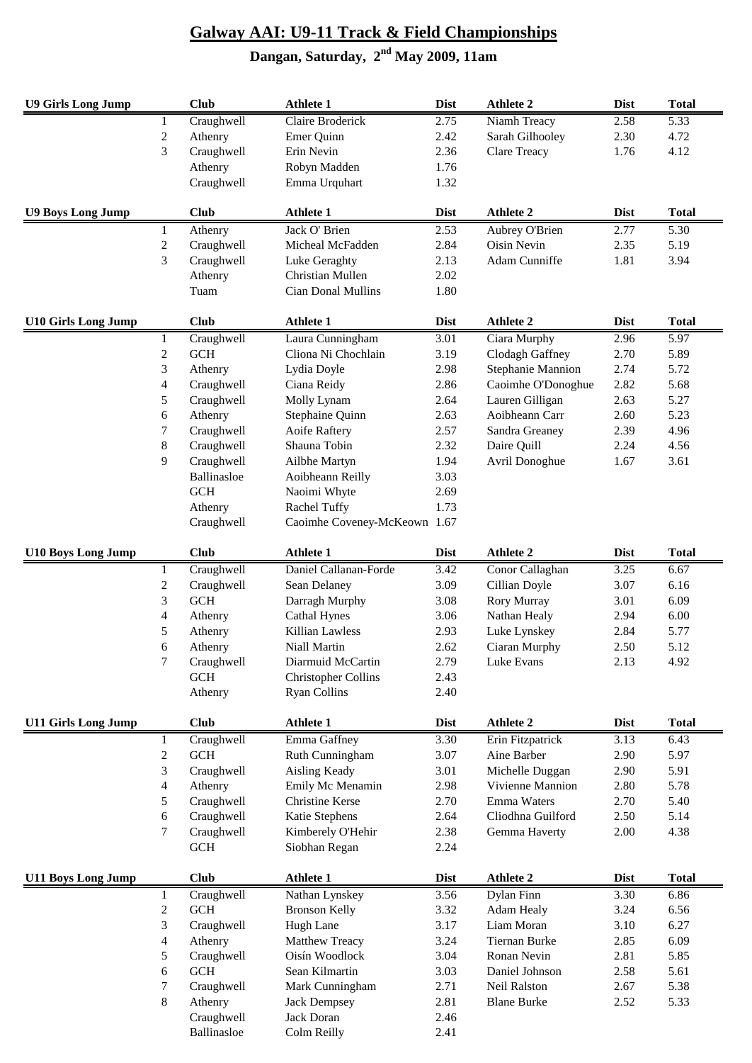# Galway AAI: U9-11 Track & Field Championships

## Dangan, Saturday, 2nd May 2009, 11am

| U9 Girls Long Jump | Club | Athlete 1 | Dist | Athlete 2 | Dist | Total |
|---|---|---|---|---|---|---|
| 1 | Craughwell | Claire Broderick | 2.75 | Niamh Treacy | 2.58 | 5.33 |
| 2 | Athenry | Emer Quinn | 2.42 | Sarah Gilhooley | 2.30 | 4.72 |
| 3 | Craughwell | Erin Nevin | 2.36 | Clare Treacy | 1.76 | 4.12 |
| | Athenry | Robyn Madden | 1.76 | | | |
| | Craughwell | Emma Urquhart | 1.32 | | | |

| U9 Boys Long Jump | Club | Athlete 1 | Dist | Athlete 2 | Dist | Total |
|---|---|---|---|---|---|---|
| 1 | Athenry | Jack O' Brien | 2.53 | Aubrey O'Brien | 2.77 | 5.30 |
| 2 | Craughwell | Micheal McFadden | 2.84 | Oisin Nevin | 2.35 | 5.19 |
| 3 | Craughwell | Luke Geraghty | 2.13 | Adam Cunniffe | 1.81 | 3.94 |
| | Athenry | Christian Mullen | 2.02 | | | |
| | Tuam | Cian Donal Mullins | 1.80 | | | |

| U10 Girls Long Jump | Club | Athlete 1 | Dist | Athlete 2 | Dist | Total |
|---|---|---|---|---|---|---|
| 1 | Craughwell | Laura Cunningham | 3.01 | Ciara Murphy | 2.96 | 5.97 |
| 2 | GCH | Cliona Ni Chochlain | 3.19 | Clodagh Gaffney | 2.70 | 5.89 |
| 3 | Athenry | Lydia Doyle | 2.98 | Stephanie Mannion | 2.74 | 5.72 |
| 4 | Craughwell | Ciana Reidy | 2.86 | Caoimhe O'Donoghue | 2.82 | 5.68 |
| 5 | Craughwell | Molly Lynam | 2.64 | Lauren Gilligan | 2.63 | 5.27 |
| 6 | Athenry | Stephaine Quinn | 2.63 | Aoibheann Carr | 2.60 | 5.23 |
| 7 | Craughwell | Aoife Raftery | 2.57 | Sandra Greaney | 2.39 | 4.96 |
| 8 | Craughwell | Shauna Tobin | 2.32 | Daire Quill | 2.24 | 4.56 |
| 9 | Craughwell | Ailbhe Martyn | 1.94 | Avril Donoghue | 1.67 | 3.61 |
| | Ballinasloe | Aoibheann Reilly | 3.03 | | | |
| | GCH | Naoimi Whyte | 2.69 | | | |
| | Athenry | Rachel Tuffy | 1.73 | | | |
| | Craughwell | Caoimhe Coveney-McKeown | 1.67 | | | |

| U10 Boys Long Jump | Club | Athlete 1 | Dist | Athlete 2 | Dist | Total |
|---|---|---|---|---|---|---|
| 1 | Craughwell | Daniel Callanan-Forde | 3.42 | Conor Callaghan | 3.25 | 6.67 |
| 2 | Craughwell | Sean Delaney | 3.09 | Cillian Doyle | 3.07 | 6.16 |
| 3 | GCH | Darragh Murphy | 3.08 | Rory Murray | 3.01 | 6.09 |
| 4 | Athenry | Cathal Hynes | 3.06 | Nathan Healy | 2.94 | 6.00 |
| 5 | Athenry | Killian Lawless | 2.93 | Luke Lynskey | 2.84 | 5.77 |
| 6 | Athenry | Niall Martin | 2.62 | Ciaran Murphy | 2.50 | 5.12 |
| 7 | Craughwell | Diarmuid McCartin | 2.79 | Luke Evans | 2.13 | 4.92 |
| | GCH | Christopher Collins | 2.43 | | | |
| | Athenry | Ryan Collins | 2.40 | | | |

| U11 Girls Long Jump | Club | Athlete 1 | Dist | Athlete 2 | Dist | Total |
|---|---|---|---|---|---|---|
| 1 | Craughwell | Emma Gaffney | 3.30 | Erin Fitzpatrick | 3.13 | 6.43 |
| 2 | GCH | Ruth Cunningham | 3.07 | Aine Barber | 2.90 | 5.97 |
| 3 | Craughwell | Aisling Keady | 3.01 | Michelle Duggan | 2.90 | 5.91 |
| 4 | Athenry | Emily Mc Menamin | 2.98 | Vivienne Mannion | 2.80 | 5.78 |
| 5 | Craughwell | Christine Kerse | 2.70 | Emma Waters | 2.70 | 5.40 |
| 6 | Craughwell | Katie Stephens | 2.64 | Cliodhna Guilford | 2.50 | 5.14 |
| 7 | Craughwell | Kimberely O'Hehir | 2.38 | Gemma Haverty | 2.00 | 4.38 |
| | GCH | Siobhan Regan | 2.24 | | | |

| U11 Boys Long Jump | Club | Athlete 1 | Dist | Athlete 2 | Dist | Total |
|---|---|---|---|---|---|---|
| 1 | Craughwell | Nathan Lynskey | 3.56 | Dylan Finn | 3.30 | 6.86 |
| 2 | GCH | Bronson Kelly | 3.32 | Adam Healy | 3.24 | 6.56 |
| 3 | Craughwell | Hugh Lane | 3.17 | Liam Moran | 3.10 | 6.27 |
| 4 | Athenry | Matthew Treacy | 3.24 | Tiernan Burke | 2.85 | 6.09 |
| 5 | Craughwell | Oisín Woodlock | 3.04 | Ronan Nevin | 2.81 | 5.85 |
| 6 | GCH | Sean Kilmartin | 3.03 | Daniel Johnson | 2.58 | 5.61 |
| 7 | Craughwell | Mark Cunningham | 2.71 | Neil Ralston | 2.67 | 5.38 |
| 8 | Athenry | Jack Dempsey | 2.81 | Blane Burke | 2.52 | 5.33 |
| | Craughwell | Jack Doran | 2.46 | | | |
| | Ballinasloe | Colm Reilly | 2.41 | | | |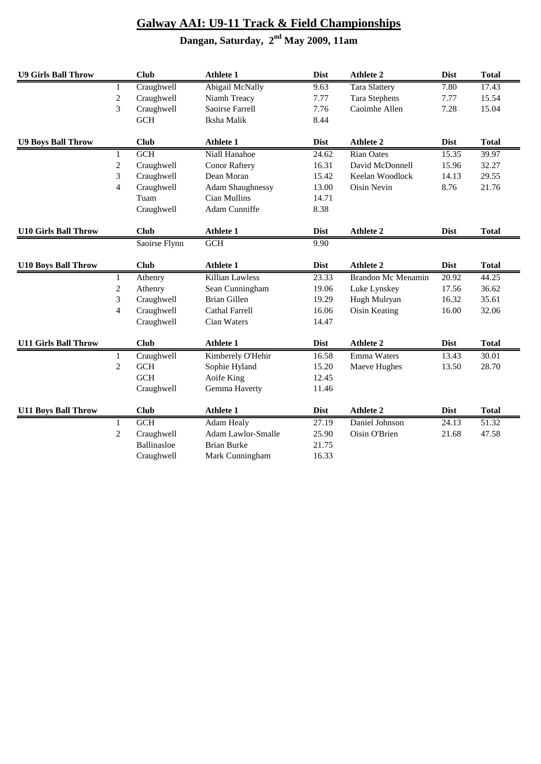# Galway AAI: U9-11 Track & Field Championships

## Dangan, Saturday, 2nd May 2009, 11am

| U9 Girls Ball Throw | | Club | Athlete 1 | Dist | Athlete 2 | Dist | Total |
|---|---|---|---|---|---|---|---|
| | 1 | Craughwell | Abigail McNally | 9.63 | Tara Slattery | 7.80 | 17.43 |
| | 2 | Craughwell | Niamh Treacy | 7.77 | Tara Stephens | 7.77 | 15.54 |
| | 3 | Craughwell | Saoirse Farrell | 7.76 | Caoimhe Allen | 7.28 | 15.04 |
| | | GCH | Iksha Malik | 8.44 | | | |

| U9 Boys Ball Throw | | Club | Athlete 1 | Dist | Athlete 2 | Dist | Total |
|---|---|---|---|---|---|---|---|
| | 1 | GCH | Niall Hanahoe | 24.62 | Rian Oates | 15.35 | 39.97 |
| | 2 | Craughwell | Conor Raftery | 16.31 | David McDonnell | 15.96 | 32.27 |
| | 3 | Craughwell | Dean Moran | 15.42 | Keelan Woodlock | 14.13 | 29.55 |
| | 4 | Craughwell | Adam Shaughnessy | 13.00 | Oisin Nevin | 8.76 | 21.76 |
| | | Tuam | Cian Mullins | 14.71 | | | |
| | | Craughwell | Adam Cunniffe | 8.38 | | | |

| U10 Girls Ball Throw | | Club | Athlete 1 | Dist | Athlete 2 | Dist | Total |
|---|---|---|---|---|---|---|---|
| | | Saoirse Flynn | GCH | 9.90 | | | |

| U10 Boys Ball Throw | | Club | Athlete 1 | Dist | Athlete 2 | Dist | Total |
|---|---|---|---|---|---|---|---|
| | 1 | Athenry | Killian Lawless | 23.33 | Brandon Mc Menamin | 20.92 | 44.25 |
| | 2 | Athenry | Sean Cunningham | 19.06 | Luke Lynskey | 17.56 | 36.62 |
| | 3 | Craughwell | Brian Gillen | 19.29 | Hugh Mulryan | 16.32 | 35.61 |
| | 4 | Craughwell | Cathal Farrell | 16.06 | Oisin Keating | 16.00 | 32.06 |
| | | Craughwell | Cian Waters | 14.47 | | | |

| U11 Girls Ball Throw | | Club | Athlete 1 | Dist | Athlete 2 | Dist | Total |
|---|---|---|---|---|---|---|---|
| | 1 | Craughwell | Kimberely O'Hehir | 16.58 | Emma Waters | 13.43 | 30.01 |
| | 2 | GCH | Sophie Hyland | 15.20 | Maeve Hughes | 13.50 | 28.70 |
| | | GCH | Aoife King | 12.45 | | | |
| | | Craughwell | Gemma Haverty | 11.46 | | | |

| U11 Boys Ball Throw | | Club | Athlete 1 | Dist | Athlete 2 | Dist | Total |
|---|---|---|---|---|---|---|---|
| | 1 | GCH | Adam Healy | 27.19 | Daniel Johnson | 24.13 | 51.32 |
| | 2 | Craughwell | Adam Lawlor-Smalle | 25.90 | Oisin O'Brien | 21.68 | 47.58 |
| | | Ballinasloe | Brian Burke | 21.75 | | | |
| | | Craughwell | Mark Cunningham | 16.33 | | | |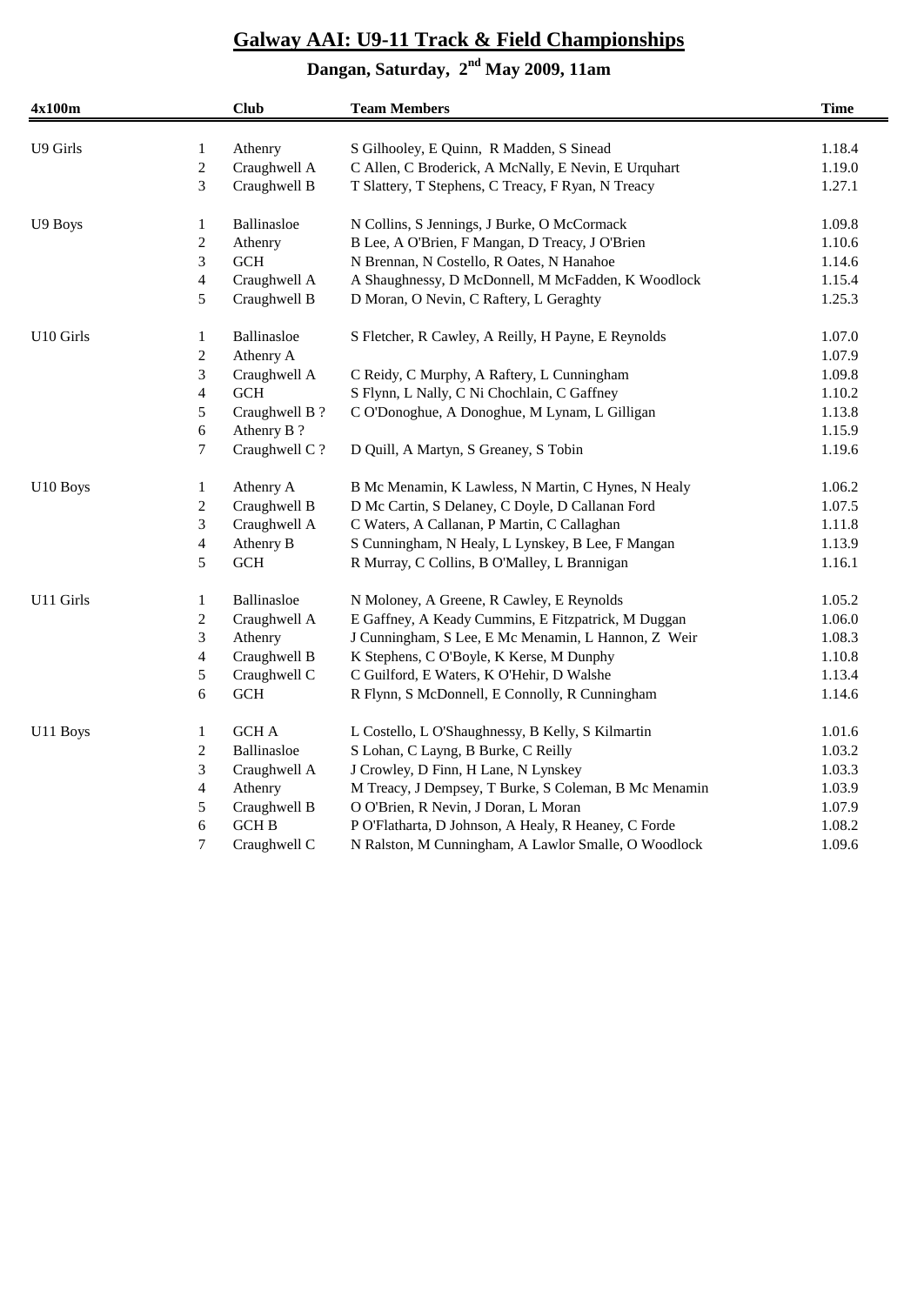## Galway AAI: U9-11 Track & Field Championships

### Dangan, Saturday, 2nd May 2009, 11am

| 4x100m | | Club | Team Members | Time |
|---|---|---|---|---|
| U9 Girls | 1 | Athenry | S Gilhooley, E Quinn, R Madden, S Sinead | 1.18.4 |
| | 2 | Craughwell A | C Allen, C Broderick, A McNally, E Nevin, E Urquhart | 1.19.0 |
| | 3 | Craughwell B | T Slattery, T Stephens, C Treacy, F Ryan, N Treacy | 1.27.1 |
| U9 Boys | 1 | Ballinasloe | N Collins, S Jennings, J Burke, O McCormack | 1.09.8 |
| | 2 | Athenry | B Lee, A O'Brien, F Mangan, D Treacy, J O'Brien | 1.10.6 |
| | 3 | GCH | N Brennan, N Costello, R Oates, N Hanahoe | 1.14.6 |
| | 4 | Craughwell A | A Shaughnessy, D McDonnell, M McFadden, K Woodlock | 1.15.4 |
| | 5 | Craughwell B | D Moran, O Nevin, C Raftery, L Geraghty | 1.25.3 |
| U10 Girls | 1 | Ballinasloe | S Fletcher, R Cawley, A Reilly, H Payne, E Reynolds | 1.07.0 |
| | 2 | Athenry A | | 1.07.9 |
| | 3 | Craughwell A | C Reidy, C Murphy, A Raftery, L Cunningham | 1.09.8 |
| | 4 | GCH | S Flynn, L Nally, C Ni Chochlain, C Gaffney | 1.10.2 |
| | 5 | Craughwell B ? | C O'Donoghue, A Donoghue, M Lynam, L Gilligan | 1.13.8 |
| | 6 | Athenry B ? | | 1.15.9 |
| | 7 | Craughwell C ? | D Quill, A Martyn, S Greaney, S Tobin | 1.19.6 |
| U10 Boys | 1 | Athenry A | B Mc Menamin, K Lawless, N Martin, C Hynes, N Healy | 1.06.2 |
| | 2 | Craughwell B | D Mc Cartin, S Delaney, C Doyle, D Callanan Ford | 1.07.5 |
| | 3 | Craughwell A | C Waters, A Callanan, P Martin, C Callaghan | 1.11.8 |
| | 4 | Athenry B | S Cunningham, N Healy, L Lynskey, B Lee, F Mangan | 1.13.9 |
| | 5 | GCH | R Murray, C Collins, B O'Malley, L Brannigan | 1.16.1 |
| U11 Girls | 1 | Ballinasloe | N Moloney, A Greene, R Cawley, E Reynolds | 1.05.2 |
| | 2 | Craughwell A | E Gaffney, A Keady Cummins, E Fitzpatrick, M Duggan | 1.06.0 |
| | 3 | Athenry | J Cunningham, S Lee, E Mc Menamin, L Hannon, Z Weir | 1.08.3 |
| | 4 | Craughwell B | K Stephens, C O'Boyle, K Kerse, M Dunphy | 1.10.8 |
| | 5 | Craughwell C | C Guilford, E Waters, K O'Hehir, D Walshe | 1.13.4 |
| | 6 | GCH | R Flynn, S McDonnell, E Connolly, R Cunningham | 1.14.6 |
| U11 Boys | 1 | GCH A | L Costello, L O'Shaughnessy, B Kelly, S Kilmartin | 1.01.6 |
| | 2 | Ballinasloe | S Lohan, C Layng, B Burke, C Reilly | 1.03.2 |
| | 3 | Craughwell A | J Crowley, D Finn, H Lane, N Lynskey | 1.03.3 |
| | 4 | Athenry | M Treacy, J Dempsey, T Burke, S Coleman, B Mc Menamin | 1.03.9 |
| | 5 | Craughwell B | O O'Brien, R Nevin, J Doran, L Moran | 1.07.9 |
| | 6 | GCH B | P O'Flatharta, D Johnson, A Healy, R Heaney, C Forde | 1.08.2 |
| | 7 | Craughwell C | N Ralston, M Cunningham, A Lawlor Smalle, O Woodlock | 1.09.6 |